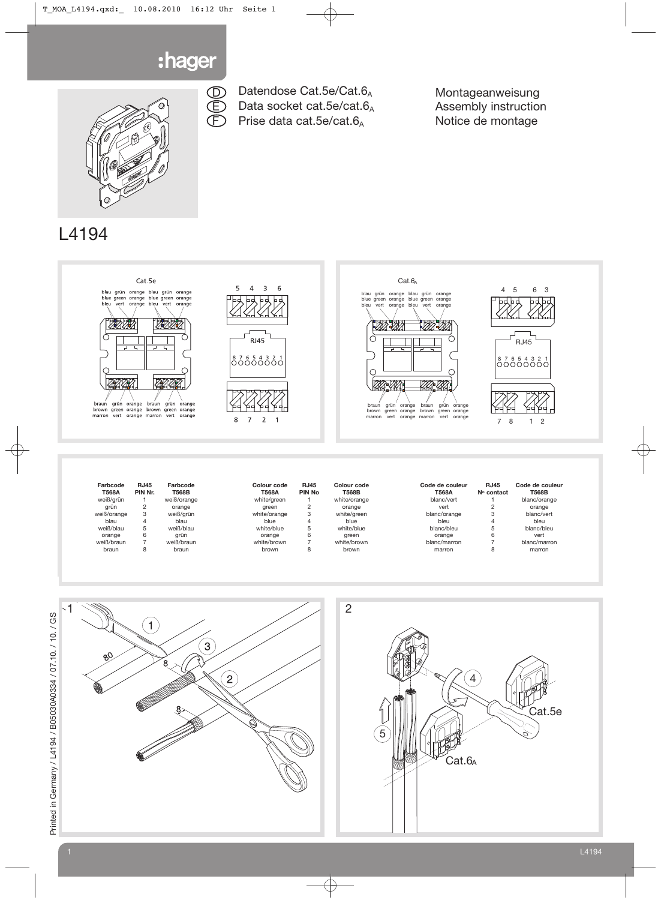# hager

Ⓓ Datendose Cat.5e/Cat.$6_A$ — Montageanweisung

Ⓔ Data socket cat.5e/cat.$6_A$ — Assembly instruction

Ⓕ Prise data cat.5e/cat.$6_A$ — Notice de montage

## L4194

Cat.5e

blau grün orange blau grün orange
blue green orange blue green orange
bleu vert orange bleu vert orange

braun grün orange braun grün orange
brown green orange brown green orange
marron vert orange marron vert orange

5 4 3 6

RJ45

8 7 6 5 4 3 2 1

8 7 2 1

Cat.$6_A$

blau grün orange blau grün orange
blue green orange blue green orange
bleu vert orange bleu vert orange

braun grün orange braun grün orange
brown green orange brown green orange
marron vert orange marron vert orange

4 5 6 3

RJ45

8 7 6 5 4 3 2 1

7 8 1 2

| Farbcode T568A | RJ45 PIN Nr. | Farbcode T568B |
|---|---|---|
| weiß/grün | 1 | weiß/orange |
| grün | 2 | orange |
| weiß/orange | 3 | weiß/grün |
| blau | 4 | blau |
| weiß/blau | 5 | weiß/blau |
| orange | 6 | grün |
| weiß/braun | 7 | weiß/braun |
| braun | 8 | braun |

| Colour code T568A | RJ45 PIN No | Colour code T568B |
|---|---|---|
| white/green | 1 | white/orange |
| green | 2 | orange |
| white/orange | 3 | white/green |
| blue | 4 | blue |
| white/blue | 5 | white/blue |
| orange | 6 | green |
| white/brown | 7 | white/brown |
| brown | 8 | brown |

| Code de couleur T568A | RJ45 Nº contact | Code de couleur T568B |
|---|---|---|
| blanc/vert | 1 | blanc/orange |
| vert | 2 | orange |
| blanc/orange | 3 | blanc/vert |
| bleu | 4 | bleu |
| blanc/bleu | 5 | blanc/bleu |
| orange | 6 | vert |
| blanc/marron | 7 | blanc/marron |
| marron | 8 | marron |

1

80, 8, 8

2

Cat.5e

Cat.$6_A$

Printed in Germany / L4194 / B05030A0334 / 07.10. / 10. / GS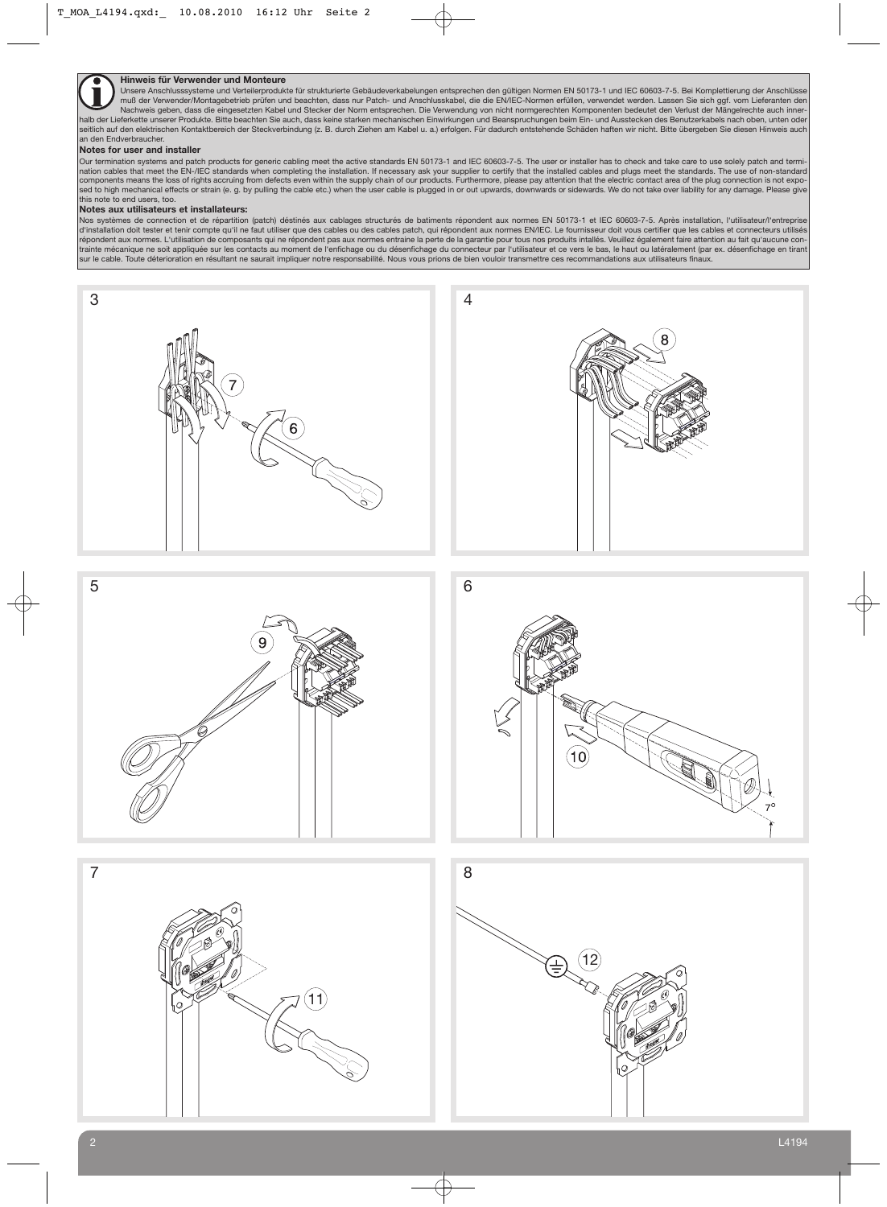**Hinweis für Verwender und Monteure**

Unsere Anschlusssysteme und Verteilerprodukte für strukturierte Gebäudeverkabelungen entsprechen den gültigen Normen EN 50173-1 und IEC 60603-7-5. Bei Komplettierung der Anschlüsse muß der Verwender/Montagebetrieb prüfen und beachten, dass nur Patch- und Anschlusskabel, die die EN/IEC-Normen erfüllen, verwendet werden. Lassen Sie sich ggf. vom Lieferanten den Nachweis geben, dass die eingesetzten Kabel und Stecker der Norm entsprechen. Die Verwendung von nicht normgerechten Komponenten bedeutet den Verlust der Mängelrechte auch innerhalb der Lieferkette unserer Produkte. Bitte beachten Sie auch, dass keine starken mechanischen Einwirkungen und Beanspruchungen beim Ein- und Ausstecken des Benutzerkabels nach oben, unten oder seitlich auf den elektrischen Kontaktbereich der Steckverbindung (z. B. durch Ziehen am Kabel u. a.) erfolgen. Für dadurch entstehende Schäden haften wir nicht. Bitte übergeben Sie diesen Hinweis auch an den Endverbraucher.

**Notes for user and installer**

Our termination systems and patch products for generic cabling meet the active standards EN 50173-1 and IEC 60603-7-5. The user or installer has to check and take care to use solely patch and termination cables that meet the EN-/IEC standards when completing the installation. If necessary ask your supplier to certify that the installed cables and plugs meet the standards. The use of non-standard components means the loss of rights accruing from defects even within the supply chain of our products. Furthermore, please pay attention that the electric contact area of the plug connection is not exposed to high mechanical effects or strain (e. g. by pulling the cable etc.) when the user cable is plugged in or out upwards, downwards or sidewards. We do not take over liability for any damage. Please give this note to end users, too.

**Notes aux utilisateurs et installateurs:**

Nos systèmes de connection et de répartition (patch) destinés aux cablages structurés de batiments répondent aux normes EN 50173-1 et IEC 60603-7-5. Après installation, l'utilisateur/l'entreprise d'installation doit tester et tenir compte qu'il ne faut utiliser que des cables ou des cables patch, qui répondent aux normes EN/IEC. Le fournisseur doit vous certifier que les cables et connecteurs utilisés répondent aux normes. L'utilisation de composants qui ne répondent pas aux normes entraine la perte de la garantie pour tous nos produits intallés. Veuillez également faire attention au fait qu'aucune contrainte mécanique ne soit appliquée sur les contacts au moment de l'enfichage ou du désenfichage du connecteur par l'utilisateur et ce vers le bas, le haut ou latéralement (par ex. désenfichage en tirant sur le cable. Toute déterioration en résultant ne saurait impliquer notre responsabilité. Nous vous prions de bien vouloir transmettre ces recommandations aux utilisateurs finaux.

3

7

6

4

8

5

9

6

10

7°

7

11

8

12